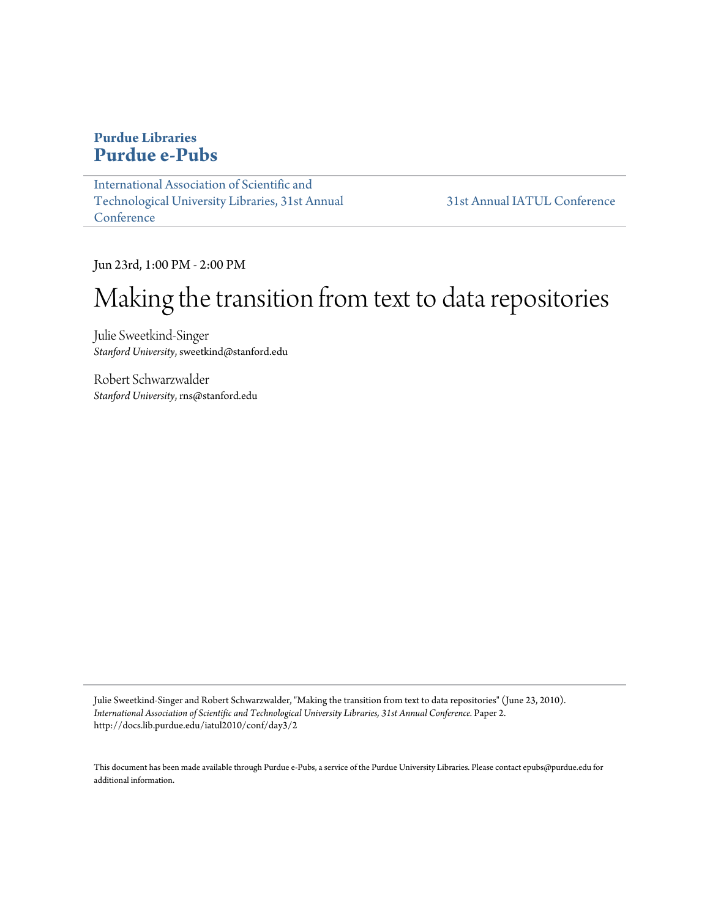**Purdue Libraries**
**Purdue e-Pubs**

International Association of Scientific and Technological University Libraries, 31st Annual Conference

31st Annual IATUL Conference

Jun 23rd, 1:00 PM - 2:00 PM

# Making the transition from text to data repositories

Julie Sweetkind-Singer
*Stanford University*, sweetkind@stanford.edu

Robert Schwarzwalder
*Stanford University*, rns@stanford.edu

Julie Sweetkind-Singer and Robert Schwarzwalder, "Making the transition from text to data repositories" (June 23, 2010). *International Association of Scientific and Technological University Libraries, 31st Annual Conference.* Paper 2.
http://docs.lib.purdue.edu/iatul2010/conf/day3/2

This document has been made available through Purdue e-Pubs, a service of the Purdue University Libraries. Please contact epubs@purdue.edu for additional information.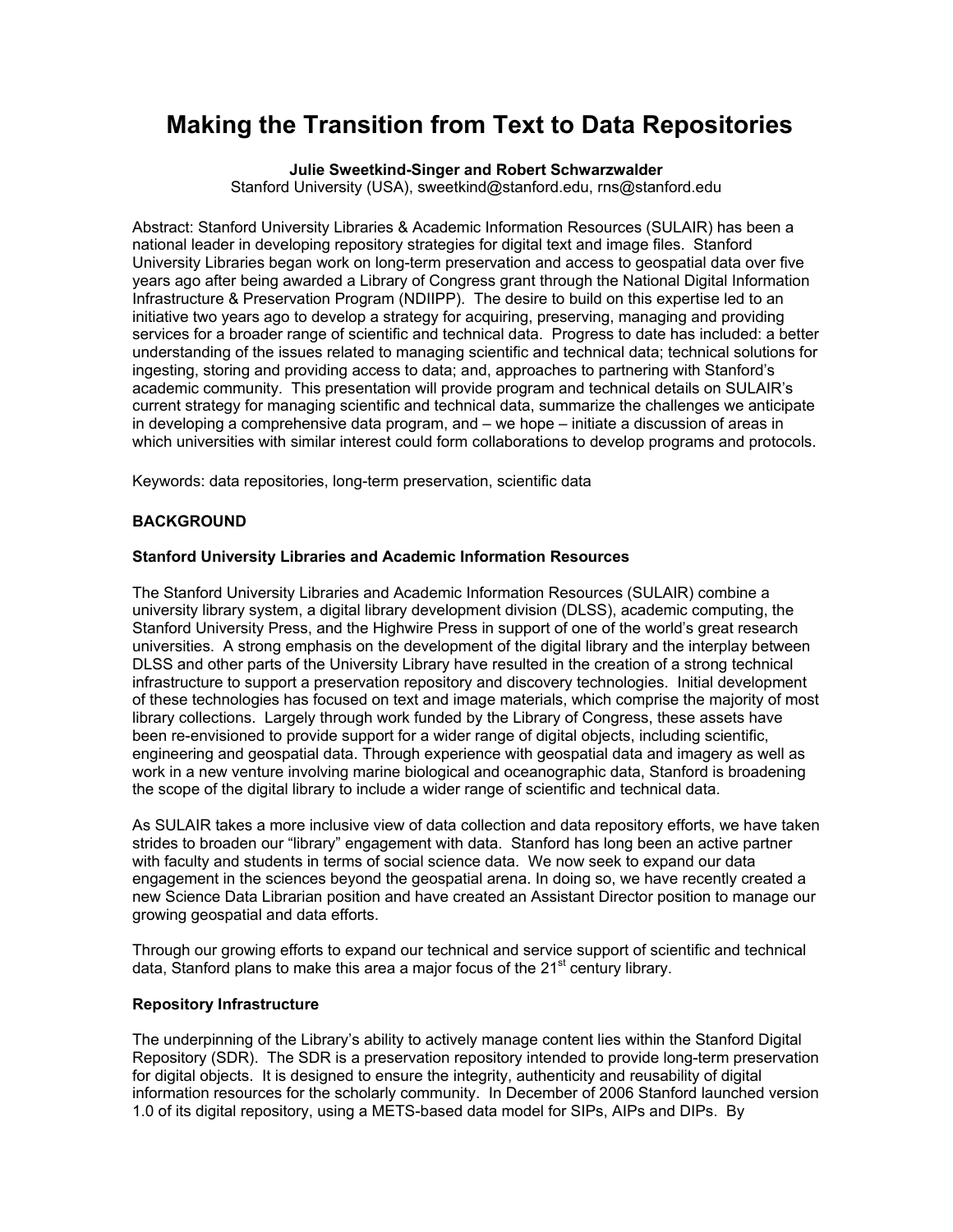# Making the Transition from Text to Data Repositories

**Julie Sweetkind-Singer and Robert Schwarzwalder**
Stanford University (USA), sweetkind@stanford.edu, rns@stanford.edu

Abstract: Stanford University Libraries & Academic Information Resources (SULAIR) has been a national leader in developing repository strategies for digital text and image files. Stanford University Libraries began work on long-term preservation and access to geospatial data over five years ago after being awarded a Library of Congress grant through the National Digital Information Infrastructure & Preservation Program (NDIIPP). The desire to build on this expertise led to an initiative two years ago to develop a strategy for acquiring, preserving, managing and providing services for a broader range of scientific and technical data. Progress to date has included: a better understanding of the issues related to managing scientific and technical data; technical solutions for ingesting, storing and providing access to data; and, approaches to partnering with Stanford's academic community. This presentation will provide program and technical details on SULAIR's current strategy for managing scientific and technical data, summarize the challenges we anticipate in developing a comprehensive data program, and – we hope – initiate a discussion of areas in which universities with similar interest could form collaborations to develop programs and protocols.

Keywords: data repositories, long-term preservation, scientific data

## BACKGROUND

### Stanford University Libraries and Academic Information Resources

The Stanford University Libraries and Academic Information Resources (SULAIR) combine a university library system, a digital library development division (DLSS), academic computing, the Stanford University Press, and the Highwire Press in support of one of the world's great research universities. A strong emphasis on the development of the digital library and the interplay between DLSS and other parts of the University Library have resulted in the creation of a strong technical infrastructure to support a preservation repository and discovery technologies. Initial development of these technologies has focused on text and image materials, which comprise the majority of most library collections. Largely through work funded by the Library of Congress, these assets have been re-envisioned to provide support for a wider range of digital objects, including scientific, engineering and geospatial data. Through experience with geospatial data and imagery as well as work in a new venture involving marine biological and oceanographic data, Stanford is broadening the scope of the digital library to include a wider range of scientific and technical data.

As SULAIR takes a more inclusive view of data collection and data repository efforts, we have taken strides to broaden our "library" engagement with data. Stanford has long been an active partner with faculty and students in terms of social science data. We now seek to expand our data engagement in the sciences beyond the geospatial arena. In doing so, we have recently created a new Science Data Librarian position and have created an Assistant Director position to manage our growing geospatial and data efforts.

Through our growing efforts to expand our technical and service support of scientific and technical data, Stanford plans to make this area a major focus of the 21st century library.

### Repository Infrastructure

The underpinning of the Library's ability to actively manage content lies within the Stanford Digital Repository (SDR). The SDR is a preservation repository intended to provide long-term preservation for digital objects. It is designed to ensure the integrity, authenticity and reusability of digital information resources for the scholarly community. In December of 2006 Stanford launched version 1.0 of its digital repository, using a METS-based data model for SIPs, AIPs and DIPs. By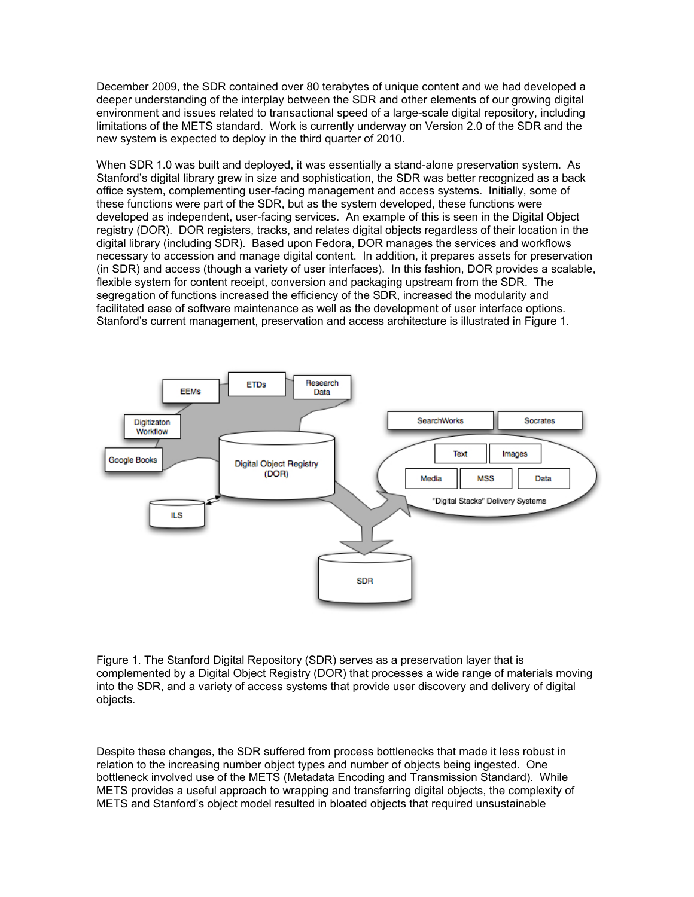December 2009, the SDR contained over 80 terabytes of unique content and we had developed a deeper understanding of the interplay between the SDR and other elements of our growing digital environment and issues related to transactional speed of a large-scale digital repository, including limitations of the METS standard. Work is currently underway on Version 2.0 of the SDR and the new system is expected to deploy in the third quarter of 2010.

When SDR 1.0 was built and deployed, it was essentially a stand-alone preservation system. As Stanford's digital library grew in size and sophistication, the SDR was better recognized as a back office system, complementing user-facing management and access systems. Initially, some of these functions were part of the SDR, but as the system developed, these functions were developed as independent, user-facing services. An example of this is seen in the Digital Object registry (DOR). DOR registers, tracks, and relates digital objects regardless of their location in the digital library (including SDR). Based upon Fedora, DOR manages the services and workflows necessary to accession and manage digital content. In addition, it prepares assets for preservation (in SDR) and access (though a variety of user interfaces). In this fashion, DOR provides a scalable, flexible system for content receipt, conversion and packaging upstream from the SDR. The segregation of functions increased the efficiency of the SDR, increased the modularity and facilitated ease of software maintenance as well as the development of user interface options. Stanford's current management, preservation and access architecture is illustrated in Figure 1.

Figure 1. The Stanford Digital Repository (SDR) serves as a preservation layer that is complemented by a Digital Object Registry (DOR) that processes a wide range of materials moving into the SDR, and a variety of access systems that provide user discovery and delivery of digital objects.

Despite these changes, the SDR suffered from process bottlenecks that made it less robust in relation to the increasing number object types and number of objects being ingested. One bottleneck involved use of the METS (Metadata Encoding and Transmission Standard). While METS provides a useful approach to wrapping and transferring digital objects, the complexity of METS and Stanford's object model resulted in bloated objects that required unsustainable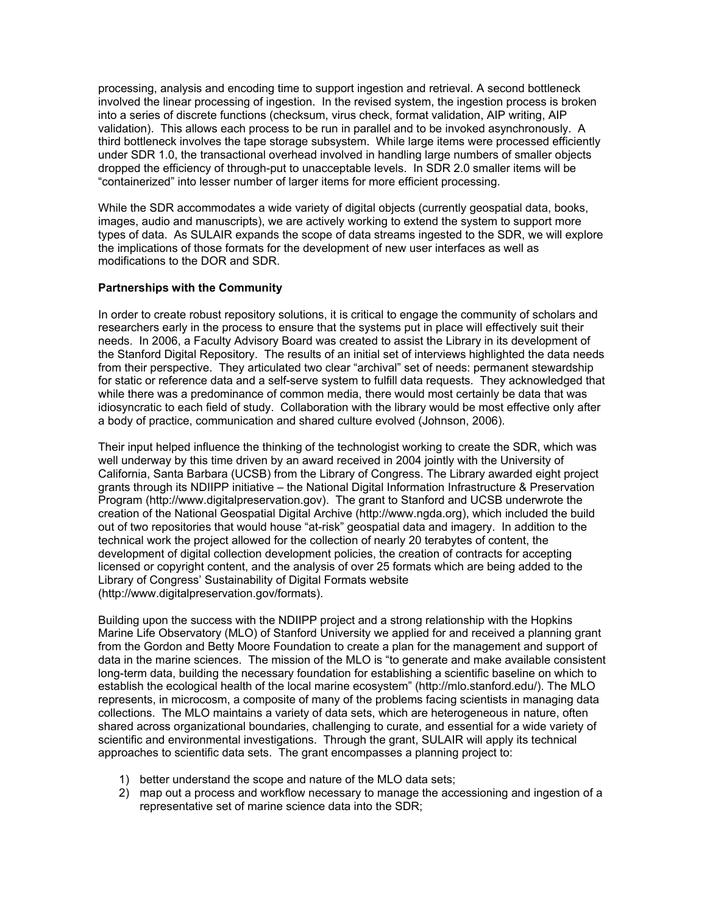processing, analysis and encoding time to support ingestion and retrieval. A second bottleneck involved the linear processing of ingestion. In the revised system, the ingestion process is broken into a series of discrete functions (checksum, virus check, format validation, AIP writing, AIP validation). This allows each process to be run in parallel and to be invoked asynchronously. A third bottleneck involves the tape storage subsystem. While large items were processed efficiently under SDR 1.0, the transactional overhead involved in handling large numbers of smaller objects dropped the efficiency of through-put to unacceptable levels. In SDR 2.0 smaller items will be "containerized" into lesser number of larger items for more efficient processing.

While the SDR accommodates a wide variety of digital objects (currently geospatial data, books, images, audio and manuscripts), we are actively working to extend the system to support more types of data. As SULAIR expands the scope of data streams ingested to the SDR, we will explore the implications of those formats for the development of new user interfaces as well as modifications to the DOR and SDR.

**Partnerships with the Community**

In order to create robust repository solutions, it is critical to engage the community of scholars and researchers early in the process to ensure that the systems put in place will effectively suit their needs. In 2006, a Faculty Advisory Board was created to assist the Library in its development of the Stanford Digital Repository. The results of an initial set of interviews highlighted the data needs from their perspective. They articulated two clear "archival" set of needs: permanent stewardship for static or reference data and a self-serve system to fulfill data requests. They acknowledged that while there was a predominance of common media, there would most certainly be data that was idiosyncratic to each field of study. Collaboration with the library would be most effective only after a body of practice, communication and shared culture evolved (Johnson, 2006).

Their input helped influence the thinking of the technologist working to create the SDR, which was well underway by this time driven by an award received in 2004 jointly with the University of California, Santa Barbara (UCSB) from the Library of Congress. The Library awarded eight project grants through its NDIIPP initiative – the National Digital Information Infrastructure & Preservation Program (http://www.digitalpreservation.gov). The grant to Stanford and UCSB underwrote the creation of the National Geospatial Digital Archive (http://www.ngda.org), which included the build out of two repositories that would house "at-risk" geospatial data and imagery. In addition to the technical work the project allowed for the collection of nearly 20 terabytes of content, the development of digital collection development policies, the creation of contracts for accepting licensed or copyright content, and the analysis of over 25 formats which are being added to the Library of Congress' Sustainability of Digital Formats website (http://www.digitalpreservation.gov/formats).

Building upon the success with the NDIIPP project and a strong relationship with the Hopkins Marine Life Observatory (MLO) of Stanford University we applied for and received a planning grant from the Gordon and Betty Moore Foundation to create a plan for the management and support of data in the marine sciences. The mission of the MLO is "to generate and make available consistent long-term data, building the necessary foundation for establishing a scientific baseline on which to establish the ecological health of the local marine ecosystem" (http://mlo.stanford.edu/). The MLO represents, in microcosm, a composite of many of the problems facing scientists in managing data collections. The MLO maintains a variety of data sets, which are heterogeneous in nature, often shared across organizational boundaries, challenging to curate, and essential for a wide variety of scientific and environmental investigations. Through the grant, SULAIR will apply its technical approaches to scientific data sets. The grant encompasses a planning project to:

1) better understand the scope and nature of the MLO data sets;
2) map out a process and workflow necessary to manage the accessioning and ingestion of a representative set of marine science data into the SDR;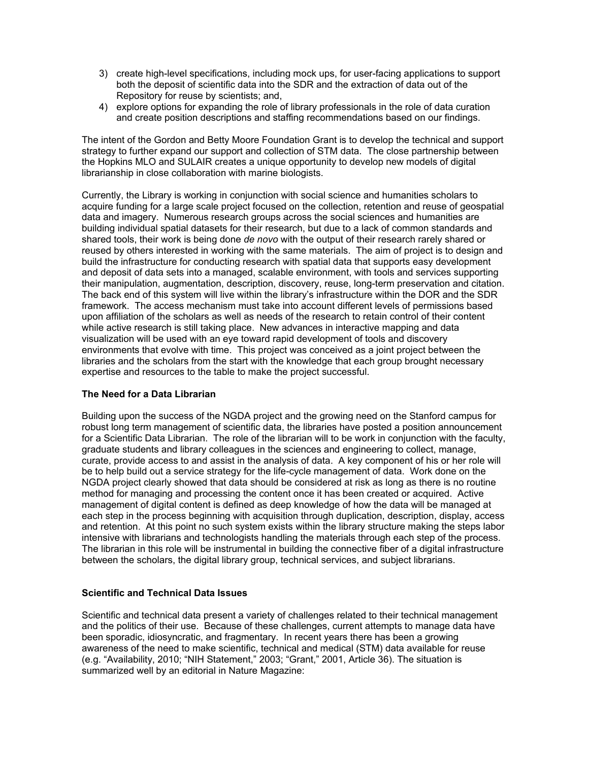3) create high-level specifications, including mock ups, for user-facing applications to support both the deposit of scientific data into the SDR and the extraction of data out of the Repository for reuse by scientists; and,
4) explore options for expanding the role of library professionals in the role of data curation and create position descriptions and staffing recommendations based on our findings.

The intent of the Gordon and Betty Moore Foundation Grant is to develop the technical and support strategy to further expand our support and collection of STM data. The close partnership between the Hopkins MLO and SULAIR creates a unique opportunity to develop new models of digital librarianship in close collaboration with marine biologists.

Currently, the Library is working in conjunction with social science and humanities scholars to acquire funding for a large scale project focused on the collection, retention and reuse of geospatial data and imagery. Numerous research groups across the social sciences and humanities are building individual spatial datasets for their research, but due to a lack of common standards and shared tools, their work is being done *de novo* with the output of their research rarely shared or reused by others interested in working with the same materials. The aim of project is to design and build the infrastructure for conducting research with spatial data that supports easy development and deposit of data sets into a managed, scalable environment, with tools and services supporting their manipulation, augmentation, description, discovery, reuse, long-term preservation and citation. The back end of this system will live within the library's infrastructure within the DOR and the SDR framework. The access mechanism must take into account different levels of permissions based upon affiliation of the scholars as well as needs of the research to retain control of their content while active research is still taking place. New advances in interactive mapping and data visualization will be used with an eye toward rapid development of tools and discovery environments that evolve with time. This project was conceived as a joint project between the libraries and the scholars from the start with the knowledge that each group brought necessary expertise and resources to the table to make the project successful.

**The Need for a Data Librarian**

Building upon the success of the NGDA project and the growing need on the Stanford campus for robust long term management of scientific data, the libraries have posted a position announcement for a Scientific Data Librarian. The role of the librarian will to be work in conjunction with the faculty, graduate students and library colleagues in the sciences and engineering to collect, manage, curate, provide access to and assist in the analysis of data. A key component of his or her role will be to help build out a service strategy for the life-cycle management of data. Work done on the NGDA project clearly showed that data should be considered at risk as long as there is no routine method for managing and processing the content once it has been created or acquired. Active management of digital content is defined as deep knowledge of how the data will be managed at each step in the process beginning with acquisition through duplication, description, display, access and retention. At this point no such system exists within the library structure making the steps labor intensive with librarians and technologists handling the materials through each step of the process. The librarian in this role will be instrumental in building the connective fiber of a digital infrastructure between the scholars, the digital library group, technical services, and subject librarians.

**Scientific and Technical Data Issues**

Scientific and technical data present a variety of challenges related to their technical management and the politics of their use. Because of these challenges, current attempts to manage data have been sporadic, idiosyncratic, and fragmentary. In recent years there has been a growing awareness of the need to make scientific, technical and medical (STM) data available for reuse (e.g. "Availability, 2010; "NIH Statement," 2003; "Grant," 2001, Article 36). The situation is summarized well by an editorial in Nature Magazine: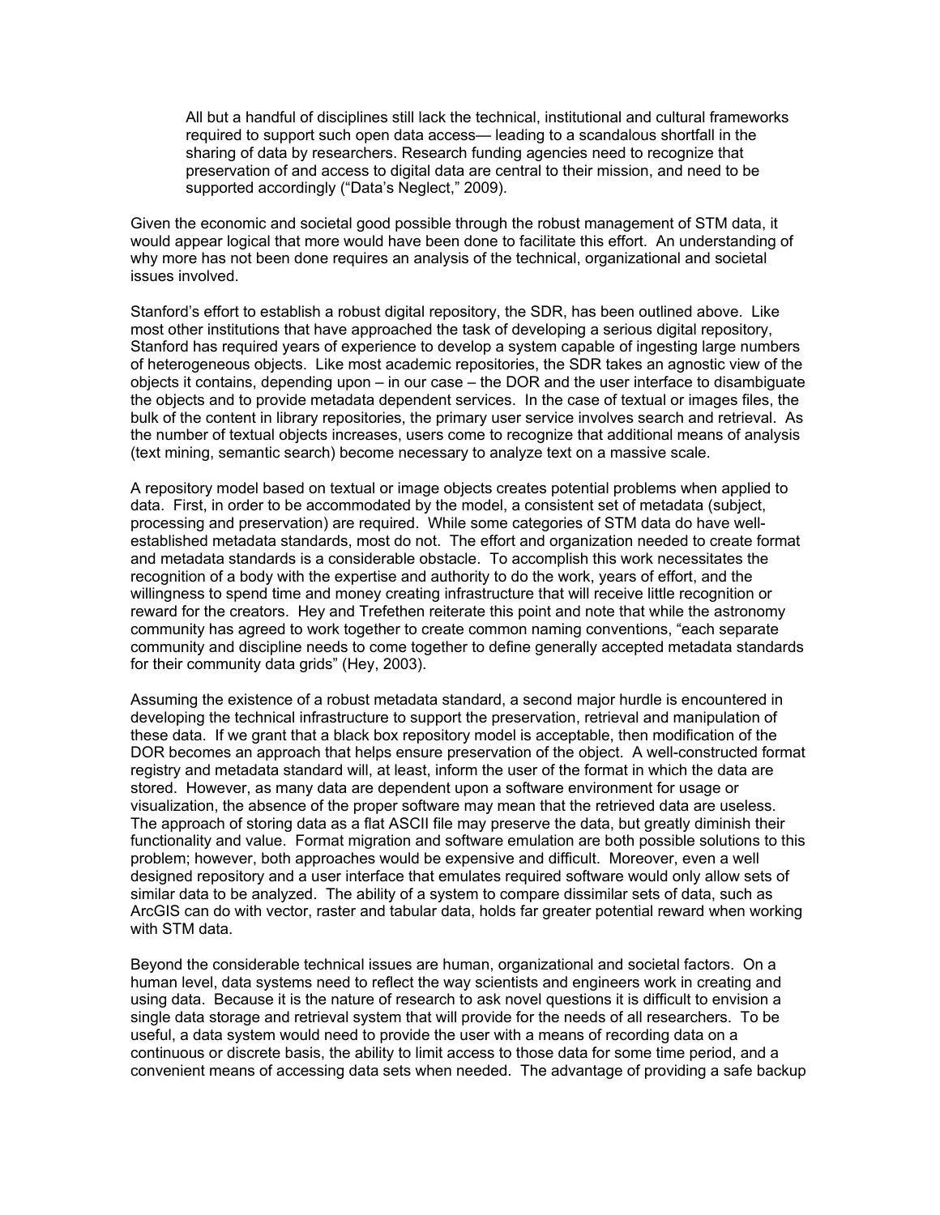> All but a handful of disciplines still lack the technical, institutional and cultural frameworks required to support such open data access— leading to a scandalous shortfall in the sharing of data by researchers. Research funding agencies need to recognize that preservation of and access to digital data are central to their mission, and need to be supported accordingly ("Data's Neglect," 2009).

Given the economic and societal good possible through the robust management of STM data, it would appear logical that more would have been done to facilitate this effort. An understanding of why more has not been done requires an analysis of the technical, organizational and societal issues involved.

Stanford's effort to establish a robust digital repository, the SDR, has been outlined above. Like most other institutions that have approached the task of developing a serious digital repository, Stanford has required years of experience to develop a system capable of ingesting large numbers of heterogeneous objects. Like most academic repositories, the SDR takes an agnostic view of the objects it contains, depending upon – in our case – the DOR and the user interface to disambiguate the objects and to provide metadata dependent services. In the case of textual or images files, the bulk of the content in library repositories, the primary user service involves search and retrieval. As the number of textual objects increases, users come to recognize that additional means of analysis (text mining, semantic search) become necessary to analyze text on a massive scale.

A repository model based on textual or image objects creates potential problems when applied to data. First, in order to be accommodated by the model, a consistent set of metadata (subject, processing and preservation) are required. While some categories of STM data do have well-established metadata standards, most do not. The effort and organization needed to create format and metadata standards is a considerable obstacle. To accomplish this work necessitates the recognition of a body with the expertise and authority to do the work, years of effort, and the willingness to spend time and money creating infrastructure that will receive little recognition or reward for the creators. Hey and Trefethen reiterate this point and note that while the astronomy community has agreed to work together to create common naming conventions, "each separate community and discipline needs to come together to define generally accepted metadata standards for their community data grids" (Hey, 2003).

Assuming the existence of a robust metadata standard, a second major hurdle is encountered in developing the technical infrastructure to support the preservation, retrieval and manipulation of these data. If we grant that a black box repository model is acceptable, then modification of the DOR becomes an approach that helps ensure preservation of the object. A well-constructed format registry and metadata standard will, at least, inform the user of the format in which the data are stored. However, as many data are dependent upon a software environment for usage or visualization, the absence of the proper software may mean that the retrieved data are useless. The approach of storing data as a flat ASCII file may preserve the data, but greatly diminish their functionality and value. Format migration and software emulation are both possible solutions to this problem; however, both approaches would be expensive and difficult. Moreover, even a well designed repository and a user interface that emulates required software would only allow sets of similar data to be analyzed. The ability of a system to compare dissimilar sets of data, such as ArcGIS can do with vector, raster and tabular data, holds far greater potential reward when working with STM data.

Beyond the considerable technical issues are human, organizational and societal factors. On a human level, data systems need to reflect the way scientists and engineers work in creating and using data. Because it is the nature of research to ask novel questions it is difficult to envision a single data storage and retrieval system that will provide for the needs of all researchers. To be useful, a data system would need to provide the user with a means of recording data on a continuous or discrete basis, the ability to limit access to those data for some time period, and a convenient means of accessing data sets when needed. The advantage of providing a safe backup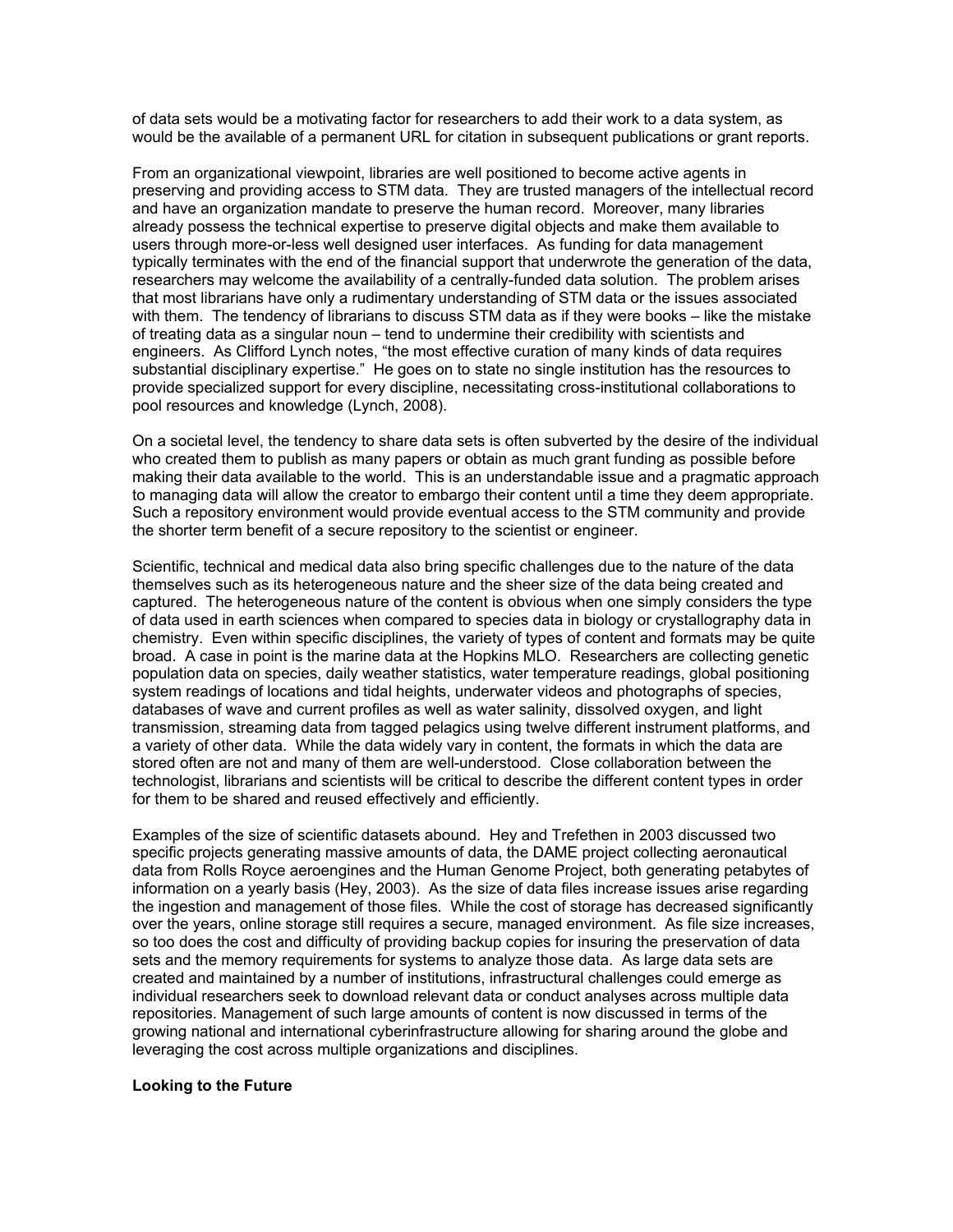of data sets would be a motivating factor for researchers to add their work to a data system, as would be the available of a permanent URL for citation in subsequent publications or grant reports.

From an organizational viewpoint, libraries are well positioned to become active agents in preserving and providing access to STM data. They are trusted managers of the intellectual record and have an organization mandate to preserve the human record. Moreover, many libraries already possess the technical expertise to preserve digital objects and make them available to users through more-or-less well designed user interfaces. As funding for data management typically terminates with the end of the financial support that underwrote the generation of the data, researchers may welcome the availability of a centrally-funded data solution. The problem arises that most librarians have only a rudimentary understanding of STM data or the issues associated with them. The tendency of librarians to discuss STM data as if they were books – like the mistake of treating data as a singular noun – tend to undermine their credibility with scientists and engineers. As Clifford Lynch notes, "the most effective curation of many kinds of data requires substantial disciplinary expertise." He goes on to state no single institution has the resources to provide specialized support for every discipline, necessitating cross-institutional collaborations to pool resources and knowledge (Lynch, 2008).

On a societal level, the tendency to share data sets is often subverted by the desire of the individual who created them to publish as many papers or obtain as much grant funding as possible before making their data available to the world. This is an understandable issue and a pragmatic approach to managing data will allow the creator to embargo their content until a time they deem appropriate. Such a repository environment would provide eventual access to the STM community and provide the shorter term benefit of a secure repository to the scientist or engineer.

Scientific, technical and medical data also bring specific challenges due to the nature of the data themselves such as its heterogeneous nature and the sheer size of the data being created and captured. The heterogeneous nature of the content is obvious when one simply considers the type of data used in earth sciences when compared to species data in biology or crystallography data in chemistry. Even within specific disciplines, the variety of types of content and formats may be quite broad. A case in point is the marine data at the Hopkins MLO. Researchers are collecting genetic population data on species, daily weather statistics, water temperature readings, global positioning system readings of locations and tidal heights, underwater videos and photographs of species, databases of wave and current profiles as well as water salinity, dissolved oxygen, and light transmission, streaming data from tagged pelagics using twelve different instrument platforms, and a variety of other data. While the data widely vary in content, the formats in which the data are stored often are not and many of them are well-understood. Close collaboration between the technologist, librarians and scientists will be critical to describe the different content types in order for them to be shared and reused effectively and efficiently.

Examples of the size of scientific datasets abound. Hey and Trefethen in 2003 discussed two specific projects generating massive amounts of data, the DAME project collecting aeronautical data from Rolls Royce aeroengines and the Human Genome Project, both generating petabytes of information on a yearly basis (Hey, 2003). As the size of data files increase issues arise regarding the ingestion and management of those files. While the cost of storage has decreased significantly over the years, online storage still requires a secure, managed environment. As file size increases, so too does the cost and difficulty of providing backup copies for insuring the preservation of data sets and the memory requirements for systems to analyze those data. As large data sets are created and maintained by a number of institutions, infrastructural challenges could emerge as individual researchers seek to download relevant data or conduct analyses across multiple data repositories. Management of such large amounts of content is now discussed in terms of the growing national and international cyberinfrastructure allowing for sharing around the globe and leveraging the cost across multiple organizations and disciplines.

**Looking to the Future**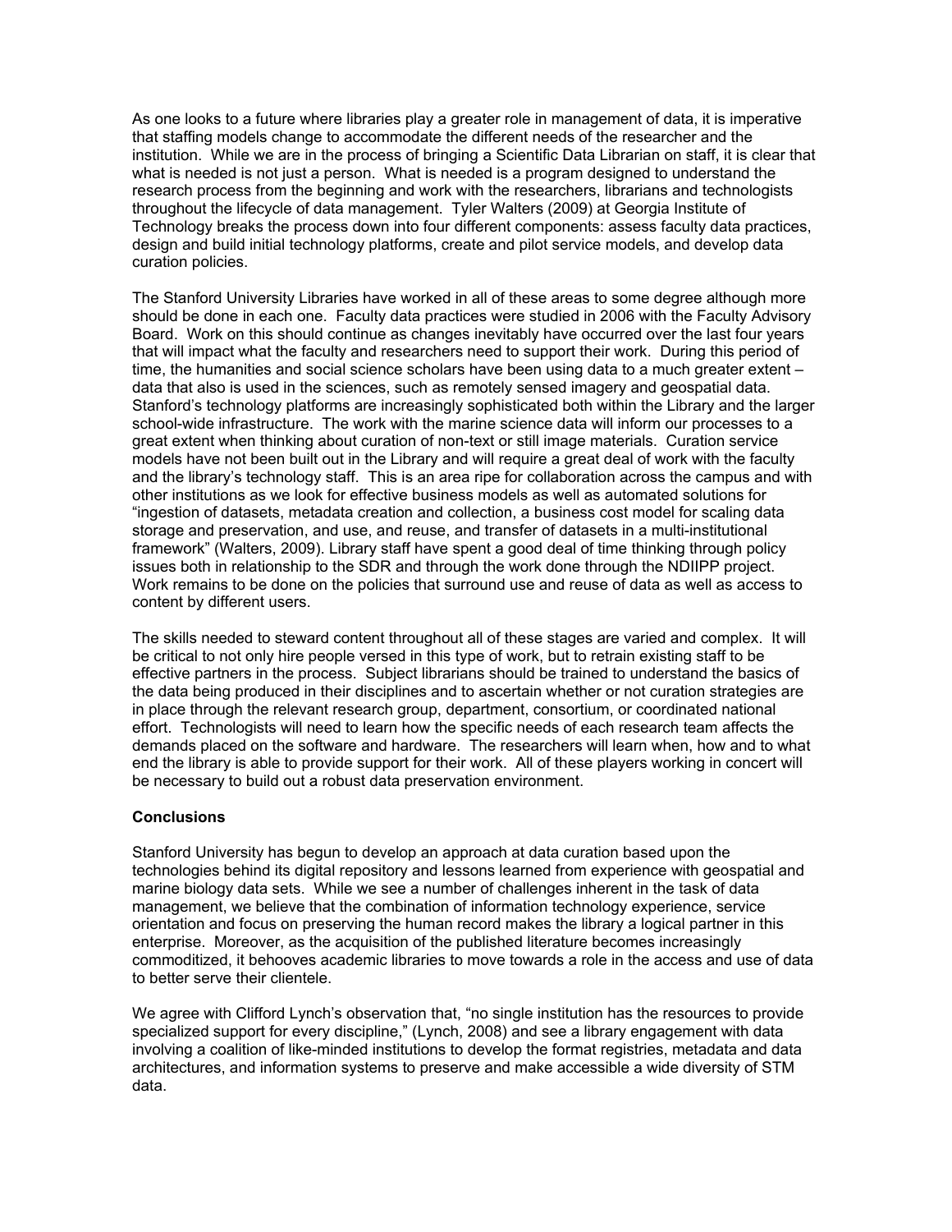As one looks to a future where libraries play a greater role in management of data, it is imperative that staffing models change to accommodate the different needs of the researcher and the institution. While we are in the process of bringing a Scientific Data Librarian on staff, it is clear that what is needed is not just a person. What is needed is a program designed to understand the research process from the beginning and work with the researchers, librarians and technologists throughout the lifecycle of data management. Tyler Walters (2009) at Georgia Institute of Technology breaks the process down into four different components: assess faculty data practices, design and build initial technology platforms, create and pilot service models, and develop data curation policies.

The Stanford University Libraries have worked in all of these areas to some degree although more should be done in each one. Faculty data practices were studied in 2006 with the Faculty Advisory Board. Work on this should continue as changes inevitably have occurred over the last four years that will impact what the faculty and researchers need to support their work. During this period of time, the humanities and social science scholars have been using data to a much greater extent – data that also is used in the sciences, such as remotely sensed imagery and geospatial data. Stanford's technology platforms are increasingly sophisticated both within the Library and the larger school-wide infrastructure. The work with the marine science data will inform our processes to a great extent when thinking about curation of non-text or still image materials. Curation service models have not been built out in the Library and will require a great deal of work with the faculty and the library's technology staff. This is an area ripe for collaboration across the campus and with other institutions as we look for effective business models as well as automated solutions for "ingestion of datasets, metadata creation and collection, a business cost model for scaling data storage and preservation, and use, and reuse, and transfer of datasets in a multi-institutional framework" (Walters, 2009). Library staff have spent a good deal of time thinking through policy issues both in relationship to the SDR and through the work done through the NDIIPP project. Work remains to be done on the policies that surround use and reuse of data as well as access to content by different users.

The skills needed to steward content throughout all of these stages are varied and complex. It will be critical to not only hire people versed in this type of work, but to retrain existing staff to be effective partners in the process. Subject librarians should be trained to understand the basics of the data being produced in their disciplines and to ascertain whether or not curation strategies are in place through the relevant research group, department, consortium, or coordinated national effort. Technologists will need to learn how the specific needs of each research team affects the demands placed on the software and hardware. The researchers will learn when, how and to what end the library is able to provide support for their work. All of these players working in concert will be necessary to build out a robust data preservation environment.

**Conclusions**

Stanford University has begun to develop an approach at data curation based upon the technologies behind its digital repository and lessons learned from experience with geospatial and marine biology data sets. While we see a number of challenges inherent in the task of data management, we believe that the combination of information technology experience, service orientation and focus on preserving the human record makes the library a logical partner in this enterprise. Moreover, as the acquisition of the published literature becomes increasingly commoditized, it behooves academic libraries to move towards a role in the access and use of data to better serve their clientele.

We agree with Clifford Lynch's observation that, "no single institution has the resources to provide specialized support for every discipline," (Lynch, 2008) and see a library engagement with data involving a coalition of like-minded institutions to develop the format registries, metadata and data architectures, and information systems to preserve and make accessible a wide diversity of STM data.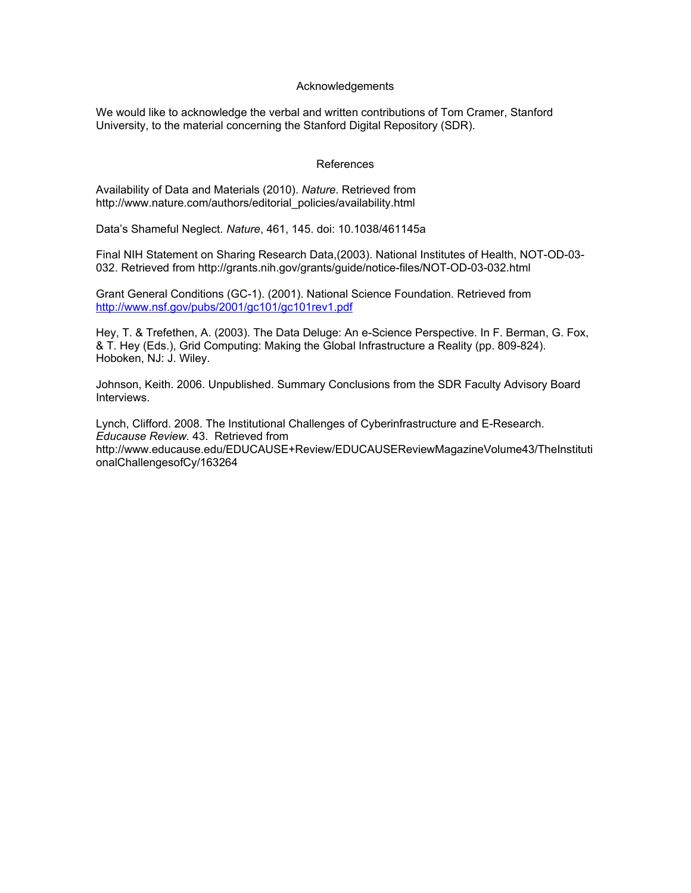## Acknowledgements

We would like to acknowledge the verbal and written contributions of Tom Cramer, Stanford University, to the material concerning the Stanford Digital Repository (SDR).

## References

Availability of Data and Materials (2010). *Nature*. Retrieved from http://www.nature.com/authors/editorial_policies/availability.html

Data's Shameful Neglect. *Nature*, 461, 145. doi: 10.1038/461145a

Final NIH Statement on Sharing Research Data,(2003). National Institutes of Health, NOT-OD-03-032. Retrieved from http://grants.nih.gov/grants/guide/notice-files/NOT-OD-03-032.html

Grant General Conditions (GC-1). (2001). National Science Foundation. Retrieved from http://www.nsf.gov/pubs/2001/gc101/gc101rev1.pdf

Hey, T. & Trefethen, A. (2003). The Data Deluge: An e-Science Perspective. In F. Berman, G. Fox, & T. Hey (Eds.), Grid Computing: Making the Global Infrastructure a Reality (pp. 809-824). Hoboken, NJ: J. Wiley.

Johnson, Keith. 2006. Unpublished. Summary Conclusions from the SDR Faculty Advisory Board Interviews.

Lynch, Clifford. 2008. The Institutional Challenges of Cyberinfrastructure and E-Research. *Educause Review*. 43. Retrieved from http://www.educause.edu/EDUCAUSE+Review/EDUCAUSEReviewMagazineVolume43/TheInstitutionalChallengesofCy/163264